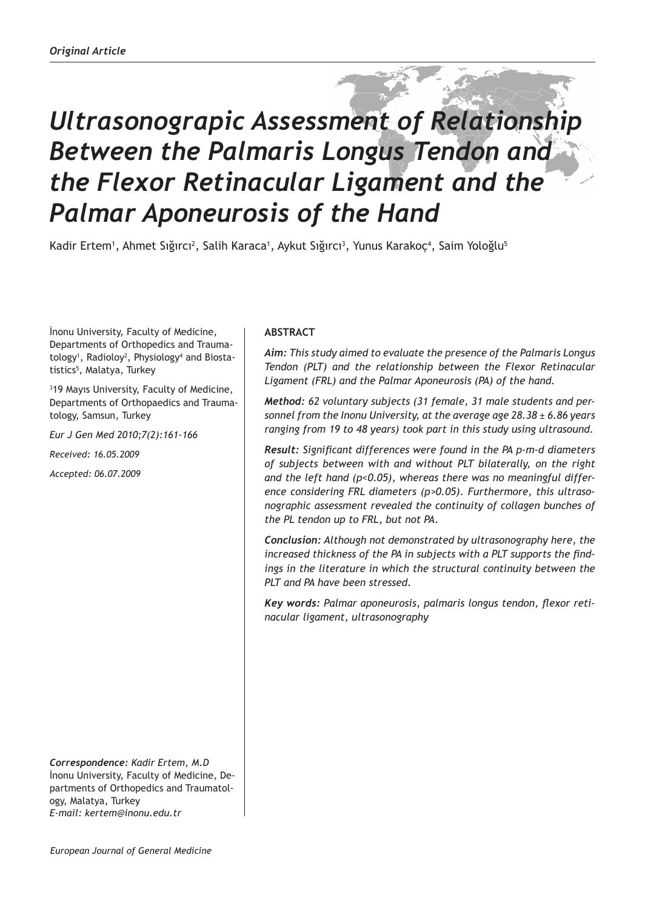*Original Article*

# *Ultrasonograpic Assessment of Relationship Between the Palmaris Longus Tendon and the Flexor Retinacular Ligament and the Palmar Aponeurosis of the Hand*

Kadir Ertem[1], Ahmet Sığırcı[2], Salih Karaca[1], Aykut Sığırcı[3], Yunus Karakoç[4], Saim Yoloğlu[5]

İnonu University, Faculty of Medicine, Departments of Orthopedics and Traumatology[1], Radioloy[2], Physiology[4] and Biostatistics[5], Malatya, Turkey

[3]19 Mayıs University, Faculty of Medicine, Departments of Orthopaedics and Traumatology, Samsun, Turkey

*Eur J Gen Med 2010;7(2):161-166*

*Received: 16.05.2009*

*Accepted: 06.07.2009*

*Correspondence: Kadir Ertem, M.D*
İnonu University, Faculty of Medicine, Departments of Orthopedics and Traumatology, Malatya, Turkey
*E-mail: kertem@inonu.edu.tr*

**ABSTRACT**

***Aim:*** *This study aimed to evaluate the presence of the Palmaris Longus Tendon (PLT) and the relationship between the Flexor Retinacular Ligament (FRL) and the Palmar Aponeurosis (PA) of the hand.*

***Method:*** *62 voluntary subjects (31 female, 31 male students and personnel from the Inonu University, at the average age 28.38 ± 6.86 years ranging from 19 to 48 years) took part in this study using ultrasound.*

***Result:*** *Significant differences were found in the PA p-m-d diameters of subjects between with and without PLT bilaterally, on the right and the left hand (p<0.05), whereas there was no meaningful difference considering FRL diameters (p>0.05). Furthermore, this ultrasonographic assessment revealed the continuity of collagen bunches of the PL tendon up to FRL, but not PA.*

***Conclusion:*** *Although not demonstrated by ultrasonography here, the increased thickness of the PA in subjects with a PLT supports the findings in the literature in which the structural continuity between the PLT and PA have been stressed.*

***Key words:*** *Palmar aponeurosis, palmaris longus tendon, flexor retinacular ligament, ultrasonography*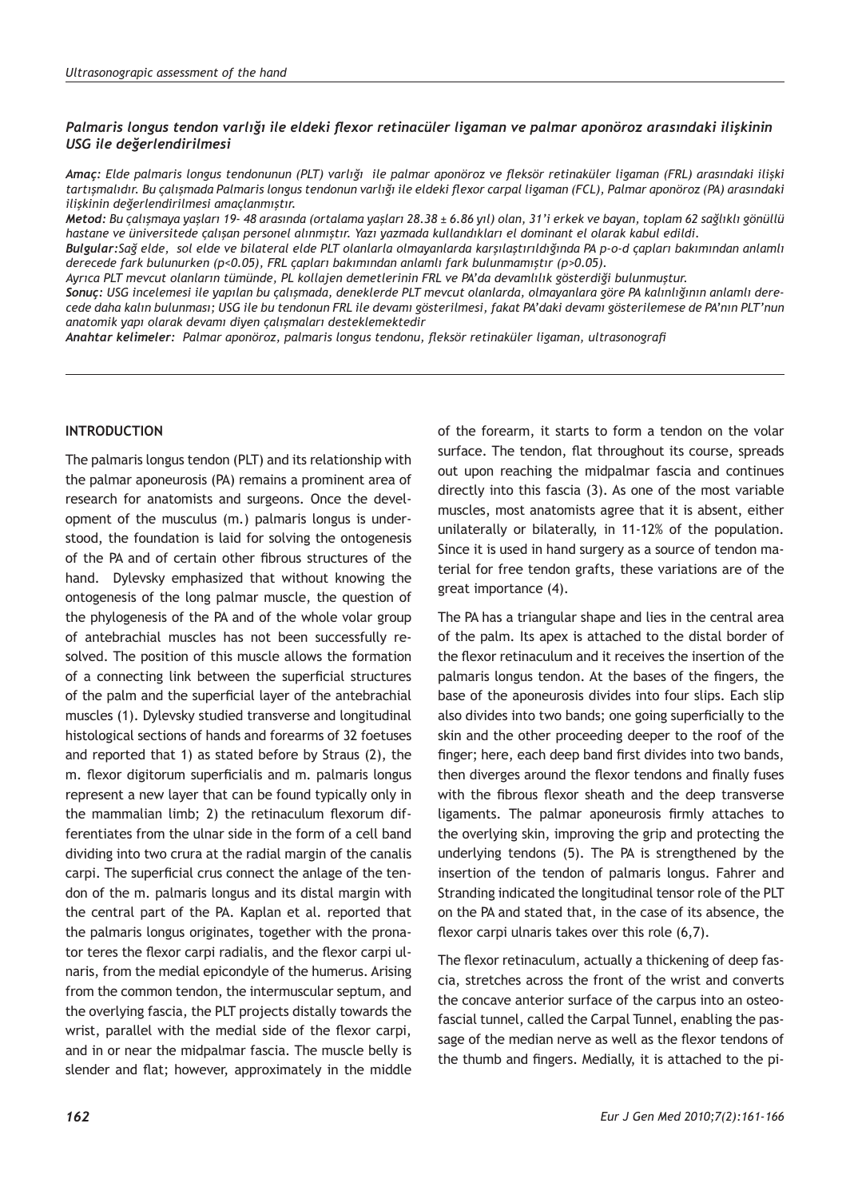*Palmaris longus tendon varlığı ile eldeki flexor retinacüler ligaman ve palmar aponöroz arasındaki ilişkinin USG ile değerlendirilmesi*

***Amaç:*** *Elde palmaris longus tendonunun (PLT) varlığı ile palmar aponöroz ve fleksör retinaküler ligaman (FRL) arasındaki ilişki tartışmalıdır. Bu çalışmada Palmaris longus tendonun varlığı ile eldeki flexor carpal ligaman (FCL), Palmar aponöroz (PA) arasındaki ilişkinin değerlendirilmesi amaçlanmıştır.*

***Metod:*** *Bu çalışmaya yaşları 19- 48 arasında (ortalama yaşları 28.38 ± 6.86 yıl) olan, 31'i erkek ve bayan, toplam 62 sağlıklı gönüllü hastane ve üniversitede çalışan personel alınmıştır. Yazı yazmada kullandıkları el dominant el olarak kabul edildi.*

***Bulgular:*** *Sağ elde, sol elde ve bilateral elde PLT olanlarla olmayanlarda karşılaştırıldığında PA p-o-d çapları bakımından anlamlı derecede fark bulunurken (p<0.05), FRL çapları bakımından anlamlı fark bulunmamıştır (p>0.05).*

*Ayrıca PLT mevcut olanların tümünde, PL kollajen demetlerinin FRL ve PA'da devamlılık gösterdiği bulunmuştur.*

***Sonuç:*** *USG incelemesi ile yapılan bu çalışmada, deneklerde PLT mevcut olanlarda, olmayanlara göre PA kalınlığının anlamlı derecede daha kalın bulunması; USG ile bu tendonun FRL ile devamı gösterilmesi, fakat PA'daki devamı gösterilemese de PA'nın PLT'nun anatomik yapı olarak devamı diyen çalışmaları desteklemektedir*

***Anahtar kelimeler:*** *Palmar aponöroz, palmaris longus tendonu, fleksör retinaküler ligaman, ultrasonografi*

## INTRODUCTION

The palmaris longus tendon (PLT) and its relationship with the palmar aponeurosis (PA) remains a prominent area of research for anatomists and surgeons. Once the development of the musculus (m.) palmaris longus is understood, the foundation is laid for solving the ontogenesis of the PA and of certain other fibrous structures of the hand. Dylevsky emphasized that without knowing the ontogenesis of the long palmar muscle, the question of the phylogenesis of the PA and of the whole volar group of antebrachial muscles has not been successfully resolved. The position of this muscle allows the formation of a connecting link between the superficial structures of the palm and the superficial layer of the antebrachial muscles (1). Dylevsky studied transverse and longitudinal histological sections of hands and forearms of 32 foetuses and reported that 1) as stated before by Straus (2), the m. flexor digitorum superficialis and m. palmaris longus represent a new layer that can be found typically only in the mammalian limb; 2) the retinaculum flexorum differentiates from the ulnar side in the form of a cell band dividing into two crura at the radial margin of the canalis carpi. The superficial crus connect the anlage of the tendon of the m. palmaris longus and its distal margin with the central part of the PA. Kaplan et al. reported that the palmaris longus originates, together with the pronator teres the flexor carpi radialis, and the flexor carpi ulnaris, from the medial epicondyle of the humerus. Arising from the common tendon, the intermuscular septum, and the overlying fascia, the PLT projects distally towards the wrist, parallel with the medial side of the flexor carpi, and in or near the midpalmar fascia. The muscle belly is slender and flat; however, approximately in the middle of the forearm, it starts to form a tendon on the volar surface. The tendon, flat throughout its course, spreads out upon reaching the midpalmar fascia and continues directly into this fascia (3). As one of the most variable muscles, most anatomists agree that it is absent, either unilaterally or bilaterally, in 11-12% of the population. Since it is used in hand surgery as a source of tendon material for free tendon grafts, these variations are of the great importance (4).

The PA has a triangular shape and lies in the central area of the palm. Its apex is attached to the distal border of the flexor retinaculum and it receives the insertion of the palmaris longus tendon. At the bases of the fingers, the base of the aponeurosis divides into four slips. Each slip also divides into two bands; one going superficially to the skin and the other proceeding deeper to the roof of the finger; here, each deep band first divides into two bands, then diverges around the flexor tendons and finally fuses with the fibrous flexor sheath and the deep transverse ligaments. The palmar aponeurosis firmly attaches to the overlying skin, improving the grip and protecting the underlying tendons (5). The PA is strengthened by the insertion of the tendon of palmaris longus. Fahrer and Stranding indicated the longitudinal tensor role of the PLT on the PA and stated that, in the case of its absence, the flexor carpi ulnaris takes over this role (6,7).

The flexor retinaculum, actually a thickening of deep fascia, stretches across the front of the wrist and converts the concave anterior surface of the carpus into an osteofascial tunnel, called the Carpal Tunnel, enabling the passage of the median nerve as well as the flexor tendons of the thumb and fingers. Medially, it is attached to the pi-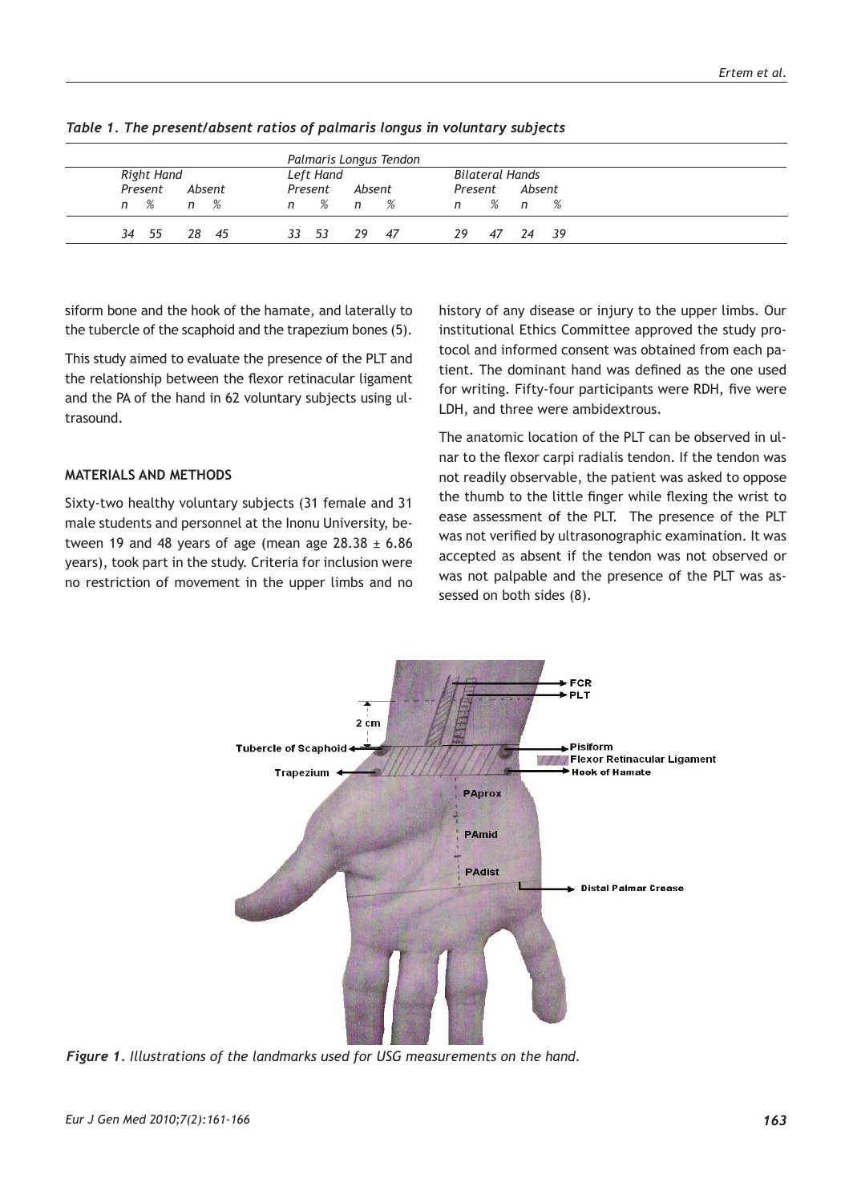*Table 1. The present/absent ratios of palmaris longus in voluntary subjects*

| Palmaris Longus Tendon | | | | | | | | | | | |
|---|---|---|---|---|---|---|---|---|---|---|---|
| Right Hand | | | | Left Hand | | | | Bilateral Hands | | | |
| Present | | Absent | | Present | | Absent | | Present | | Absent | |
| n | % | n | % | n | % | n | % | n | % | n | % |
| 34 | 55 | 28 | 45 | 33 | 53 | 29 | 47 | 29 | 47 | 24 | 39 |

siform bone and the hook of the hamate, and laterally to the tubercle of the scaphoid and the trapezium bones (5).

This study aimed to evaluate the presence of the PLT and the relationship between the flexor retinacular ligament and the PA of the hand in 62 voluntary subjects using ultrasound.

**MATERIALS AND METHODS**

Sixty-two healthy voluntary subjects (31 female and 31 male students and personnel at the Inonu University, between 19 and 48 years of age (mean age 28.38 ± 6.86 years), took part in the study. Criteria for inclusion were no restriction of movement in the upper limbs and no history of any disease or injury to the upper limbs. Our institutional Ethics Committee approved the study protocol and informed consent was obtained from each patient. The dominant hand was defined as the one used for writing. Fifty-four participants were RDH, five were LDH, and three were ambidextrous.

The anatomic location of the PLT can be observed in ulnar to the flexor carpi radialis tendon. If the tendon was not readily observable, the patient was asked to oppose the thumb to the little finger while flexing the wrist to ease assessment of the PLT. The presence of the PLT was not verified by ultrasonographic examination. It was accepted as absent if the tendon was not observed or was not palpable and the presence of the PLT was assessed on both sides (8).

FCR
PLT
2 cm
Tubercle of Scaphoid
Pisiform
Flexor Retinacular Ligament
Trapezium
Hook of Hamate
PAprox
PAmid
PAdist
Distal Palmar Crease

***Figure 1****. Illustrations of the landmarks used for USG measurements on the hand.*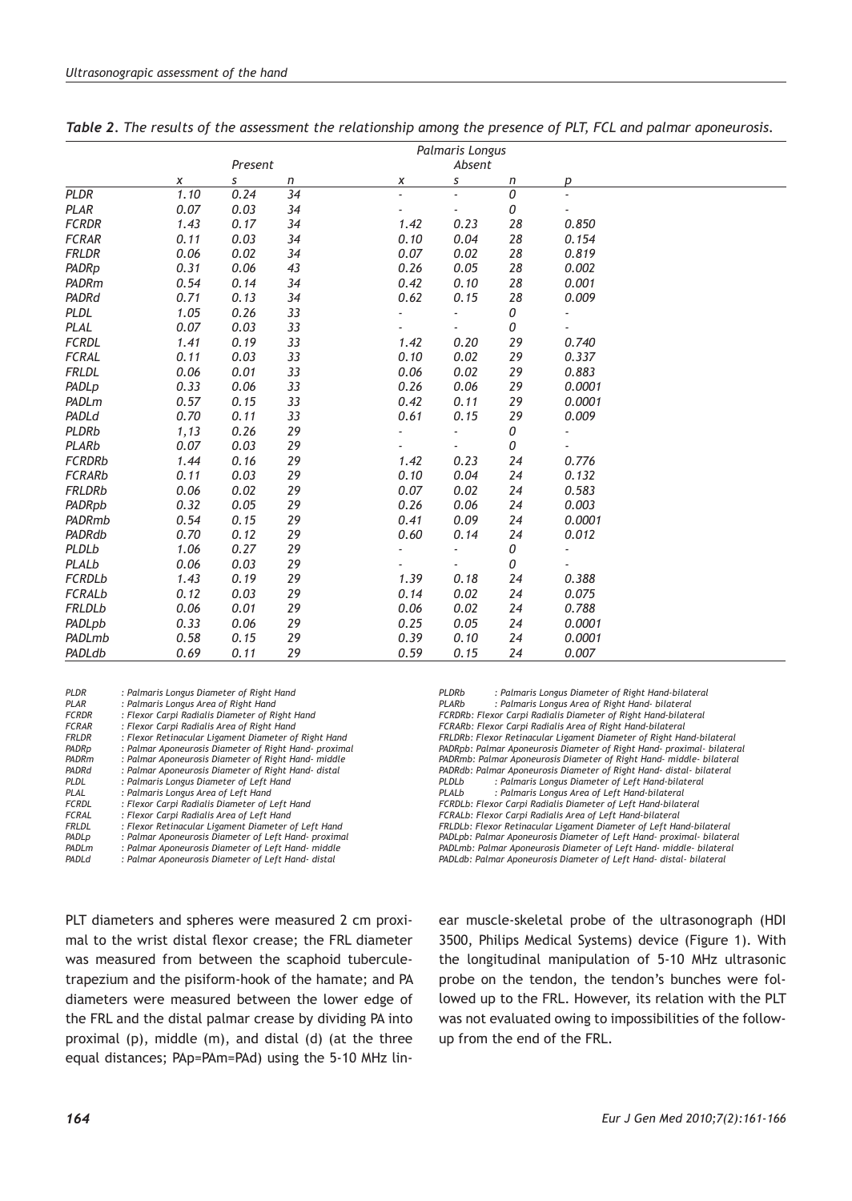*Table 2. The results of the assessment the relationship among the presence of PLT, FCL and palmar aponeurosis.*

| | Palmaris Longus | | | | | | |
|---|---|---|---|---|---|---|---|
| | Present | | | Absent | | | |
| | x | s | n | x | s | n | p |
| PLDR | 1.10 | 0.24 | 34 | - | - | 0 | - |
| PLAR | 0.07 | 0.03 | 34 | - | - | 0 | - |
| FCRDR | 1.43 | 0.17 | 34 | 1.42 | 0.23 | 28 | 0.850 |
| FCRAR | 0.11 | 0.03 | 34 | 0.10 | 0.04 | 28 | 0.154 |
| FRLDR | 0.06 | 0.02 | 34 | 0.07 | 0.02 | 28 | 0.819 |
| PADRp | 0.31 | 0.06 | 43 | 0.26 | 0.05 | 28 | 0.002 |
| PADRm | 0.54 | 0.14 | 34 | 0.42 | 0.10 | 28 | 0.001 |
| PADRd | 0.71 | 0.13 | 34 | 0.62 | 0.15 | 28 | 0.009 |
| PLDL | 1.05 | 0.26 | 33 | - | - | 0 | - |
| PLAL | 0.07 | 0.03 | 33 | - | - | 0 | - |
| FCRDL | 1.41 | 0.19 | 33 | 1.42 | 0.20 | 29 | 0.740 |
| FCRAL | 0.11 | 0.03 | 33 | 0.10 | 0.02 | 29 | 0.337 |
| FRLDL | 0.06 | 0.01 | 33 | 0.06 | 0.02 | 29 | 0.883 |
| PADLp | 0.33 | 0.06 | 33 | 0.26 | 0.06 | 29 | 0.0001 |
| PADLm | 0.57 | 0.15 | 33 | 0.42 | 0.11 | 29 | 0.0001 |
| PADLd | 0.70 | 0.11 | 33 | 0.61 | 0.15 | 29 | 0.009 |
| PLDRb | 1,13 | 0.26 | 29 | - | - | 0 | - |
| PLARb | 0.07 | 0.03 | 29 | - | - | 0 | - |
| FCRDRb | 1.44 | 0.16 | 29 | 1.42 | 0.23 | 24 | 0.776 |
| FCRARb | 0.11 | 0.03 | 29 | 0.10 | 0.04 | 24 | 0.132 |
| FRLDRb | 0.06 | 0.02 | 29 | 0.07 | 0.02 | 24 | 0.583 |
| PADRpb | 0.32 | 0.05 | 29 | 0.26 | 0.06 | 24 | 0.003 |
| PADRmb | 0.54 | 0.15 | 29 | 0.41 | 0.09 | 24 | 0.0001 |
| PADRdb | 0.70 | 0.12 | 29 | 0.60 | 0.14 | 24 | 0.012 |
| PLDLb | 1.06 | 0.27 | 29 | - | - | 0 | - |
| PLALb | 0.06 | 0.03 | 29 | - | - | 0 | - |
| FCRDLb | 1.43 | 0.19 | 29 | 1.39 | 0.18 | 24 | 0.388 |
| FCRALb | 0.12 | 0.03 | 29 | 0.14 | 0.02 | 24 | 0.075 |
| FRLDLb | 0.06 | 0.01 | 29 | 0.06 | 0.02 | 24 | 0.788 |
| PADLpb | 0.33 | 0.06 | 29 | 0.25 | 0.05 | 24 | 0.0001 |
| PADLmb | 0.58 | 0.15 | 29 | 0.39 | 0.10 | 24 | 0.0001 |
| PADLdb | 0.69 | 0.11 | 29 | 0.59 | 0.15 | 24 | 0.007 |

*PLDR : Palmaris Longus Diameter of Right Hand*
*PLAR : Palmaris Longus Area of Right Hand*
*FCRDR : Flexor Carpi Radialis Diameter of Right Hand*
*FCRAR : Flexor Carpi Radialis Area of Right Hand*
*FRLDR : Flexor Retinacular Ligament Diameter of Right Hand*
*PADRp : Palmar Aponeurosis Diameter of Right Hand- proximal*
*PADRm : Palmar Aponeurosis Diameter of Right Hand- middle*
*PADRd : Palmar Aponeurosis Diameter of Right Hand- distal*
*PLDL : Palmaris Longus Diameter of Left Hand*
*PLAL : Palmaris Longus Area of Left Hand*
*FCRDL : Flexor Carpi Radialis Diameter of Left Hand*
*FCRAL : Flexor Carpi Radialis Area of Left Hand*
*FRLDL : Flexor Retinacular Ligament Diameter of Left Hand*
*PADLp : Palmar Aponeurosis Diameter of Left Hand- proximal*
*PADLm : Palmar Aponeurosis Diameter of Left Hand- middle*
*PADLd : Palmar Aponeurosis Diameter of Left Hand- distal*

*PLDRb : Palmaris Longus Diameter of Right Hand-bilateral*
*PLARb : Palmaris Longus Area of Right Hand- bilateral*
*FCRDRb: Flexor Carpi Radialis Diameter of Right Hand-bilateral*
*FCRARb: Flexor Carpi Radialis Area of Right Hand-bilateral*
*FRLDRb: Flexor Retinacular Ligament Diameter of Right Hand-bilateral*
*PADRpb: Palmar Aponeurosis Diameter of Right Hand- proximal- bilateral*
*PADRmb: Palmar Aponeurosis Diameter of Right Hand- middle- bilateral*
*PADRdb: Palmar Aponeurosis Diameter of Right Hand- distal- bilateral*
*PLDLb : Palmaris Longus Diameter of Left Hand-bilateral*
*PLALb : Palmaris Longus Area of Left Hand-bilateral*
*FCRDLb: Flexor Carpi Radialis Diameter of Left Hand-bilateral*
*FCRALb: Flexor Carpi Radialis Area of Left Hand-bilateral*
*FRLDLb: Flexor Retinacular Ligament Diameter of Left Hand-bilateral*
*PADLpb: Palmar Aponeurosis Diameter of Left Hand- proximal- bilateral*
*PADLmb: Palmar Aponeurosis Diameter of Left Hand- middle- bilateral*
*PADLdb: Palmar Aponeurosis Diameter of Left Hand- distal- bilateral*

PLT diameters and spheres were measured 2 cm proximal to the wrist distal flexor crease; the FRL diameter was measured from between the scaphoid tubercule-trapezium and the pisiform-hook of the hamate; and PA diameters were measured between the lower edge of the FRL and the distal palmar crease by dividing PA into proximal (p), middle (m), and distal (d) (at the three equal distances; PAp=PAm=PAd) using the 5-10 MHz linear muscle-skeletal probe of the ultrasonograph (HDI 3500, Philips Medical Systems) device (Figure 1). With the longitudinal manipulation of 5-10 MHz ultrasonic probe on the tendon, the tendon's bunches were followed up to the FRL. However, its relation with the PLT was not evaluated owing to impossibilities of the follow-up from the end of the FRL.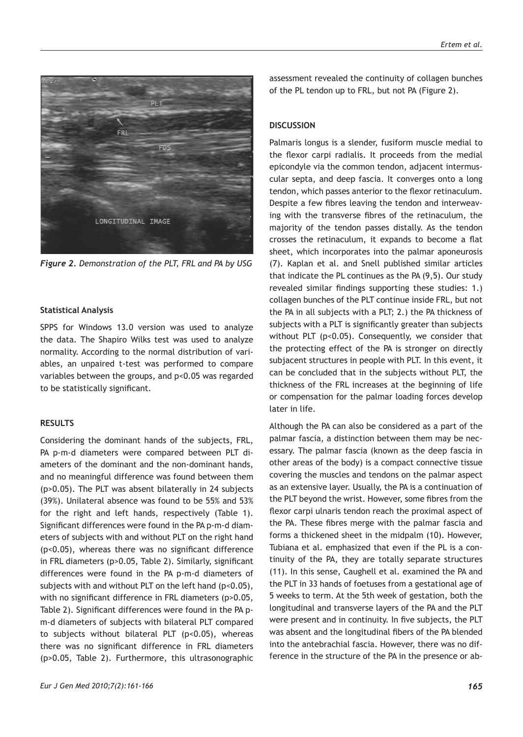PLT

FRL

FDS

LONGITUDINAL IMAGE

*Figure 2. Demonstration of the PLT, FRL and PA by USG*

### Statistical Analysis

SPPS for Windows 13.0 version was used to analyze the data. The Shapiro Wilks test was used to analyze normality. According to the normal distribution of variables, an unpaired t-test was performed to compare variables between the groups, and $p<0.05$ was regarded to be statistically significant.

### RESULTS

Considering the dominant hands of the subjects, FRL, PA p-m-d diameters were compared between PLT diameters of the dominant and the non-dominant hands, and no meaningful difference was found between them ($p>0.05$). The PLT was absent bilaterally in 24 subjects (39%). Unilateral absence was found to be 55% and 53% for the right and left hands, respectively (Table 1). Significant differences were found in the PA p-m-d diameters of subjects with and without PLT on the right hand ($p<0.05$), whereas there was no significant difference in FRL diameters ($p>0.05$, Table 2). Similarly, significant differences were found in the PA p-m-d diameters of subjects with and without PLT on the left hand ($p<0.05$), with no significant difference in FRL diameters ($p>0.05$, Table 2). Significant differences were found in the PA p-m-d diameters of subjects with bilateral PLT compared to subjects without bilateral PLT ($p<0.05$), whereas there was no significant difference in FRL diameters ($p>0.05$, Table 2). Furthermore, this ultrasonographic assessment revealed the continuity of collagen bunches of the PL tendon up to FRL, but not PA (Figure 2).

### DISCUSSION

Palmaris longus is a slender, fusiform muscle medial to the flexor carpi radialis. It proceeds from the medial epicondyle via the common tendon, adjacent intermuscular septa, and deep fascia. It converges onto a long tendon, which passes anterior to the flexor retinaculum. Despite a few fibres leaving the tendon and interweaving with the transverse fibres of the retinaculum, the majority of the tendon passes distally. As the tendon crosses the retinaculum, it expands to become a flat sheet, which incorporates into the palmar aponeurosis (7). Kaplan et al. and Snell published similar articles that indicate the PL continues as the PA (9,5). Our study revealed similar findings supporting these studies: 1.) collagen bunches of the PLT continue inside FRL, but not the PA in all subjects with a PLT; 2.) the PA thickness of subjects with a PLT is significantly greater than subjects without PLT ($p<0.05$). Consequently, we consider that the protecting effect of the PA is stronger on directly subjacent structures in people with PLT. In this event, it can be concluded that in the subjects without PLT, the thickness of the FRL increases at the beginning of life or compensation for the palmar loading forces develop later in life.

Although the PA can also be considered as a part of the palmar fascia, a distinction between them may be necessary. The palmar fascia (known as the deep fascia in other areas of the body) is a compact connective tissue covering the muscles and tendons on the palmar aspect as an extensive layer. Usually, the PA is a continuation of the PLT beyond the wrist. However, some fibres from the flexor carpi ulnaris tendon reach the proximal aspect of the PA. These fibres merge with the palmar fascia and forms a thickened sheet in the midpalm (10). However, Tubiana et al. emphasized that even if the PL is a continuity of the PA, they are totally separate structures (11). In this sense, Caughell et al. examined the PA and the PLT in 33 hands of foetuses from a gestational age of 5 weeks to term. At the 5th week of gestation, both the longitudinal and transverse layers of the PA and the PLT were present and in continuity. In five subjects, the PLT was absent and the longitudinal fibers of the PA blended into the antebrachial fascia. However, there was no difference in the structure of the PA in the presence or ab-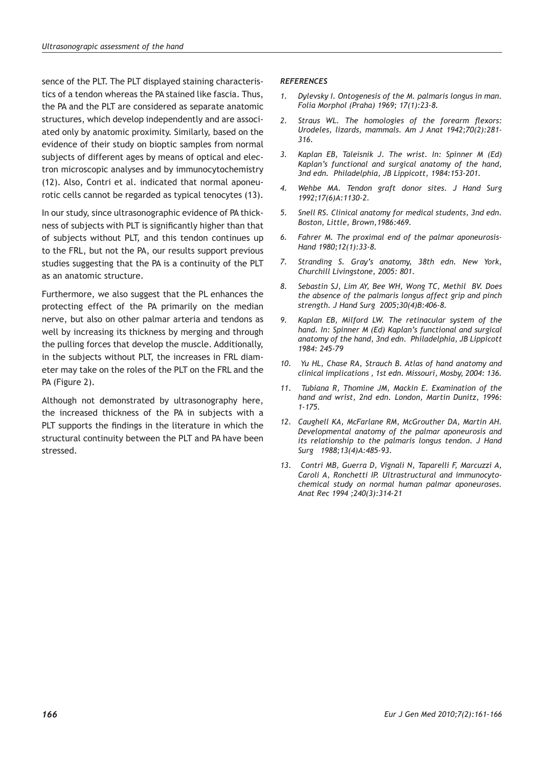sence of the PLT. The PLT displayed staining characteristics of a tendon whereas the PA stained like fascia. Thus, the PA and the PLT are considered as separate anatomic structures, which develop independently and are associated only by anatomic proximity. Similarly, based on the evidence of their study on bioptic samples from normal subjects of different ages by means of optical and electron microscopic analyses and by immunocytochemistry (12). Also, Contri et al. indicated that normal aponeurotic cells cannot be regarded as typical tenocytes (13).

In our study, since ultrasonographic evidence of PA thickness of subjects with PLT is significantly higher than that of subjects without PLT, and this tendon continues up to the FRL, but not the PA, our results support previous studies suggesting that the PA is a continuity of the PLT as an anatomic structure.

Furthermore, we also suggest that the PL enhances the protecting effect of the PA primarily on the median nerve, but also on other palmar arteria and tendons as well by increasing its thickness by merging and through the pulling forces that develop the muscle. Additionally, in the subjects without PLT, the increases in FRL diameter may take on the roles of the PLT on the FRL and the PA (Figure 2).

Although not demonstrated by ultrasonography here, the increased thickness of the PA in subjects with a PLT supports the findings in the literature in which the structural continuity between the PLT and PA have been stressed.

### *REFERENCES*

1. *Dylevsky I. Ontogenesis of the M. palmaris longus in man. Folia Morphol (Praha) 1969; 17(1):23-8.*
2. *Straus WL. The homologies of the forearm flexors: Urodeles, lizards, mammals. Am J Anat 1942;70(2):281-316.*
3. *Kaplan EB, Taleisnik J. The wrist. In: Spinner M (Ed) Kaplan's functional and surgical anatomy of the hand, 3nd edn. Philadelphia, JB Lippicott, 1984:153-201.*
4. *Wehbe MA. Tendon graft donor sites. J Hand Surg 1992;17(6)A:1130-2.*
5. *Snell RS. Clinical anatomy for medical students, 3nd edn. Boston, Little, Brown,1986:469.*
6. *Fahrer M. The proximal end of the palmar aponeurosis-Hand 1980;12(1):33-8.*
7. *Stranding S. Gray's anatomy, 38th edn. New York, Churchill Livingstone, 2005: 801.*
8. *Sebastin SJ, Lim AY, Bee WH, Wong TC, Methil BV. Does the absence of the palmaris longus affect grip and pinch strength. J Hand Surg 2005;30(4)B:406-8.*
9. *Kaplan EB, Milford LW. The retinacular system of the hand. In: Spinner M (Ed) Kaplan's functional and surgical anatomy of the hand, 3nd edn. Philadelphia, JB Lippicott 1984: 245-79*
10. *Yu HL, Chase RA, Strauch B. Atlas of hand anatomy and clinical implications , 1st edn. Missouri, Mosby, 2004: 136.*
11. *Tubiana R, Thomine JM, Mackin E. Examination of the hand and wrist, 2nd edn. London, Martin Dunitz, 1996: 1-175.*
12. *Caughell KA, McFarlane RM, McGrouther DA, Martin AH. Developmental anatomy of the palmar aponeurosis and its relationship to the palmaris longus tendon. J Hand Surg 1988;13(4)A:485-93.*
13. *Contri MB, Guerra D, Vignali N, Taparelli F, Marcuzzi A, Caroli A, Ronchetti IP. Ultrastructural and immunocytochemical study on normal human palmar aponeuroses. Anat Rec 1994 ;240(3):314-21*